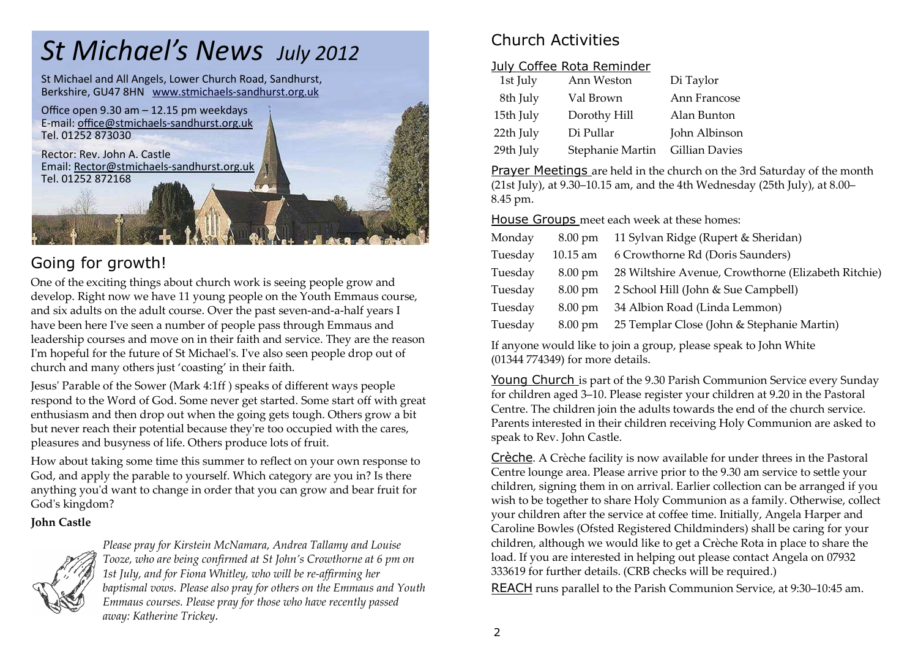# *St Michael's News* *July 2012*

St Michael and All Angels, Lower Church Road, Sandhurst, Berkshire, GU47 8HN www.stmichaels-sandhurst.org.uk

Office open 9.30 am – 12.15 pm weekdays
E-mail: office@stmichaels-sandhurst.org.uk
Tel. 01252 873030

Rector: Rev. John A. Castle
Email: Rector@stmichaels-sandhurst.org.uk
Tel. 01252 872168

## Going for growth!

One of the exciting things about church work is seeing people grow and develop. Right now we have 11 young people on the Youth Emmaus course, and six adults on the adult course. Over the past seven-and-a-half years I have been here I've seen a number of people pass through Emmaus and leadership courses and move on in their faith and service. They are the reason I'm hopeful for the future of St Michael's. I've also seen people drop out of church and many others just 'coasting' in their faith.

Jesus' Parable of the Sower (Mark 4:1ff ) speaks of different ways people respond to the Word of God. Some never get started. Some start off with great enthusiasm and then drop out when the going gets tough. Others grow a bit but never reach their potential because they're too occupied with the cares, pleasures and busyness of life. Others produce lots of fruit.

How about taking some time this summer to reflect on your own response to God, and apply the parable to yourself. Which category are you in? Is there anything you'd want to change in order that you can grow and bear fruit for God's kingdom?

**John Castle**

*Please pray for Kirstein McNamara, Andrea Tallamy and Louise Tooze, who are being confirmed at St John's Crowthorne at 6 pm on 1st July, and for Fiona Whitley, who will be re-affirming her baptismal vows. Please also pray for others on the Emmaus and Youth Emmaus courses. Please pray for those who have recently passed away: Katherine Trickey.*

## Church Activities

### July Coffee Rota Reminder

| | | |
|---|---|---|
| 1st July | Ann Weston | Di Taylor |
| 8th July | Val Brown | Ann Francose |
| 15th July | Dorothy Hill | Alan Bunton |
| 22th July | Di Pullar | John Albinson |
| 29th July | Stephanie Martin | Gillian Davies |

**Prayer Meetings** are held in the church on the 3rd Saturday of the month (21st July), at 9.30–10.15 am, and the 4th Wednesday (25th July), at 8.00–8.45 pm.

**House Groups** meet each week at these homes:

| | | |
|---|---|---|
| Monday | 8.00 pm | 11 Sylvan Ridge (Rupert & Sheridan) |
| Tuesday | 10.15 am | 6 Crowthorne Rd (Doris Saunders) |
| Tuesday | 8.00 pm | 28 Wiltshire Avenue, Crowthorne (Elizabeth Ritchie) |
| Tuesday | 8.00 pm | 2 School Hill (John & Sue Campbell) |
| Tuesday | 8.00 pm | 34 Albion Road (Linda Lemmon) |
| Tuesday | 8.00 pm | 25 Templar Close (John & Stephanie Martin) |

If anyone would like to join a group, please speak to John White (01344 774349) for more details.

**Young Church** is part of the 9.30 Parish Communion Service every Sunday for children aged 3–10. Please register your children at 9.20 in the Pastoral Centre. The children join the adults towards the end of the church service. Parents interested in their children receiving Holy Communion are asked to speak to Rev. John Castle.

**Crèche**. A Crèche facility is now available for under threes in the Pastoral Centre lounge area. Please arrive prior to the 9.30 am service to settle your children, signing them in on arrival. Earlier collection can be arranged if you wish to be together to share Holy Communion as a family. Otherwise, collect your children after the service at coffee time. Initially, Angela Harper and Caroline Bowles (Ofsted Registered Childminders) shall be caring for your children, although we would like to get a Crèche Rota in place to share the load. If you are interested in helping out please contact Angela on 07932 333619 for further details. (CRB checks will be required.)

**REACH** runs parallel to the Parish Communion Service, at 9:30–10:45 am.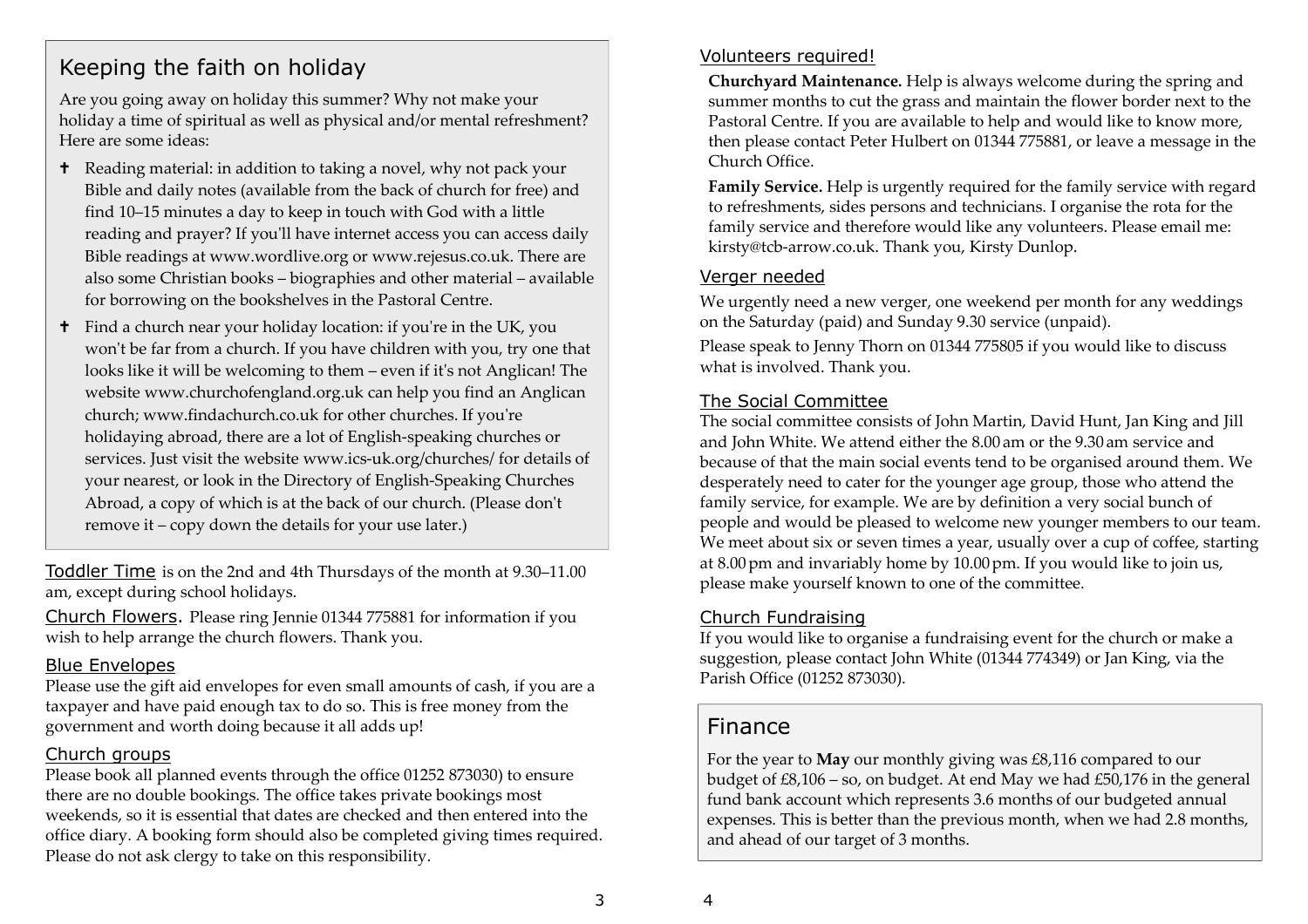## Keeping the faith on holiday

Are you going away on holiday this summer? Why not make your holiday a time of spiritual as well as physical and/or mental refreshment? Here are some ideas:

- Reading material: in addition to taking a novel, why not pack your Bible and daily notes (available from the back of church for free) and find 10–15 minutes a day to keep in touch with God with a little reading and prayer? If you'll have internet access you can access daily Bible readings at www.wordlive.org or www.rejesus.co.uk. There are also some Christian books – biographies and other material – available for borrowing on the bookshelves in the Pastoral Centre.
- Find a church near your holiday location: if you're in the UK, you won't be far from a church. If you have children with you, try one that looks like it will be welcoming to them – even if it's not Anglican! The website www.churchofengland.org.uk can help you find an Anglican church; www.findachurch.co.uk for other churches. If you're holidaying abroad, there are a lot of English-speaking churches or services. Just visit the website www.ics-uk.org/churches/ for details of your nearest, or look in the Directory of English-Speaking Churches Abroad, a copy of which is at the back of our church. (Please don't remove it – copy down the details for your use later.)

Toddler Time is on the 2nd and 4th Thursdays of the month at 9.30–11.00 am, except during school holidays.

Church Flowers. Please ring Jennie 01344 775881 for information if you wish to help arrange the church flowers. Thank you.

### Blue Envelopes

Please use the gift aid envelopes for even small amounts of cash, if you are a taxpayer and have paid enough tax to do so. This is free money from the government and worth doing because it all adds up!

### Church groups

Please book all planned events through the office 01252 873030) to ensure there are no double bookings. The office takes private bookings most weekends, so it is essential that dates are checked and then entered into the office diary. A booking form should also be completed giving times required. Please do not ask clergy to take on this responsibility.

### Volunteers required!

**Churchyard Maintenance.** Help is always welcome during the spring and summer months to cut the grass and maintain the flower border next to the Pastoral Centre. If you are available to help and would like to know more, then please contact Peter Hulbert on 01344 775881, or leave a message in the Church Office.

**Family Service.** Help is urgently required for the family service with regard to refreshments, sides persons and technicians. I organise the rota for the family service and therefore would like any volunteers. Please email me: kirsty@tcb-arrow.co.uk. Thank you, Kirsty Dunlop.

### Verger needed

We urgently need a new verger, one weekend per month for any weddings on the Saturday (paid) and Sunday 9.30 service (unpaid).

Please speak to Jenny Thorn on 01344 775805 if you would like to discuss what is involved. Thank you.

### The Social Committee

The social committee consists of John Martin, David Hunt, Jan King and Jill and John White. We attend either the 8.00 am or the 9.30 am service and because of that the main social events tend to be organised around them. We desperately need to cater for the younger age group, those who attend the family service, for example. We are by definition a very social bunch of people and would be pleased to welcome new younger members to our team. We meet about six or seven times a year, usually over a cup of coffee, starting at 8.00 pm and invariably home by 10.00 pm. If you would like to join us, please make yourself known to one of the committee.

### Church Fundraising

If you would like to organise a fundraising event for the church or make a suggestion, please contact John White (01344 774349) or Jan King, via the Parish Office (01252 873030).

## Finance

For the year to **May** our monthly giving was £8,116 compared to our budget of £8,106 – so, on budget. At end May we had £50,176 in the general fund bank account which represents 3.6 months of our budgeted annual expenses. This is better than the previous month, when we had 2.8 months, and ahead of our target of 3 months.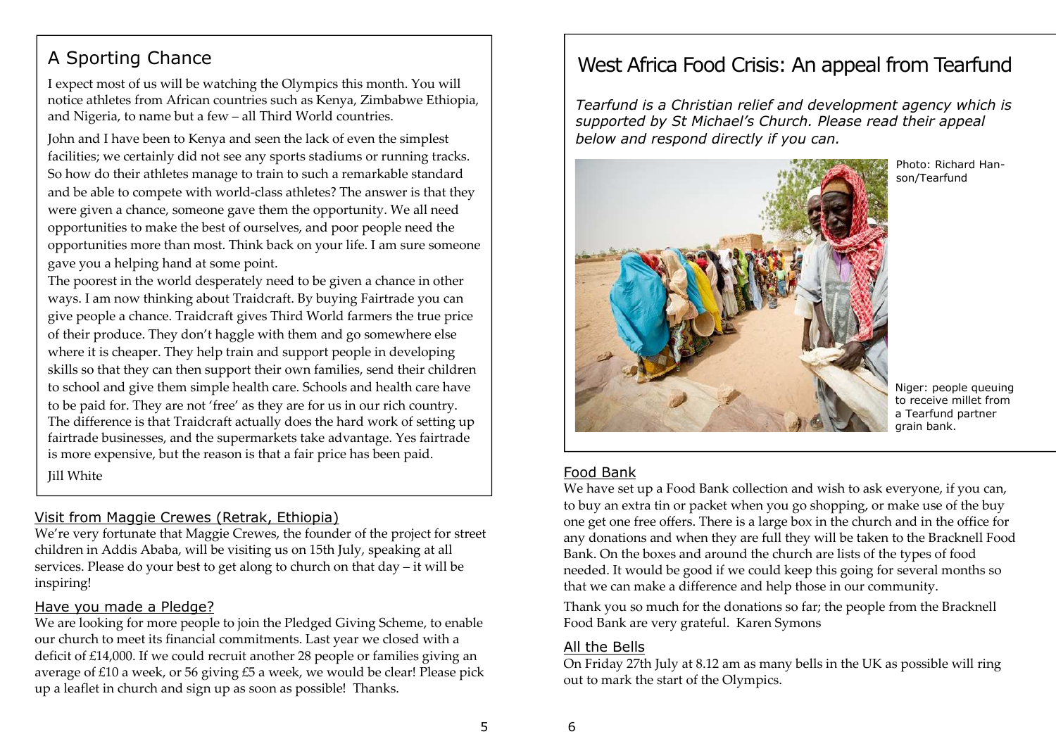## A Sporting Chance

I expect most of us will be watching the Olympics this month. You will notice athletes from African countries such as Kenya, Zimbabwe Ethiopia, and Nigeria, to name but a few – all Third World countries.

John and I have been to Kenya and seen the lack of even the simplest facilities; we certainly did not see any sports stadiums or running tracks. So how do their athletes manage to train to such a remarkable standard and be able to compete with world-class athletes? The answer is that they were given a chance, someone gave them the opportunity. We all need opportunities to make the best of ourselves, and poor people need the opportunities more than most. Think back on your life. I am sure someone gave you a helping hand at some point.

The poorest in the world desperately need to be given a chance in other ways. I am now thinking about Traidcraft. By buying Fairtrade you can give people a chance. Traidcraft gives Third World farmers the true price of their produce. They don't haggle with them and go somewhere else where it is cheaper. They help train and support people in developing skills so that they can then support their own families, send their children to school and give them simple health care. Schools and health care have to be paid for. They are not 'free' as they are for us in our rich country. The difference is that Traidcraft actually does the hard work of setting up fairtrade businesses, and the supermarkets take advantage. Yes fairtrade is more expensive, but the reason is that a fair price has been paid.

Jill White

### Visit from Maggie Crewes (Retrak, Ethiopia)

We're very fortunate that Maggie Crewes, the founder of the project for street children in Addis Ababa, will be visiting us on 15th July, speaking at all services. Please do your best to get along to church on that day – it will be inspiring!

### Have you made a Pledge?

We are looking for more people to join the Pledged Giving Scheme, to enable our church to meet its financial commitments. Last year we closed with a deficit of £14,000. If we could recruit another 28 people or families giving an average of £10 a week, or 56 giving £5 a week, we would be clear! Please pick up a leaflet in church and sign up as soon as possible! Thanks.

## West Africa Food Crisis: An appeal from Tearfund

*Tearfund is a Christian relief and development agency which is supported by St Michael's Church. Please read their appeal below and respond directly if you can.*

Photo: Richard Hanson/Tearfund

Niger: people queuing to receive millet from a Tearfund partner grain bank.

### Food Bank

We have set up a Food Bank collection and wish to ask everyone, if you can, to buy an extra tin or packet when you go shopping, or make use of the buy one get one free offers. There is a large box in the church and in the office for any donations and when they are full they will be taken to the Bracknell Food Bank. On the boxes and around the church are lists of the types of food needed. It would be good if we could keep this going for several months so that we can make a difference and help those in our community.

Thank you so much for the donations so far; the people from the Bracknell Food Bank are very grateful. Karen Symons

### All the Bells

On Friday 27th July at 8.12 am as many bells in the UK as possible will ring out to mark the start of the Olympics.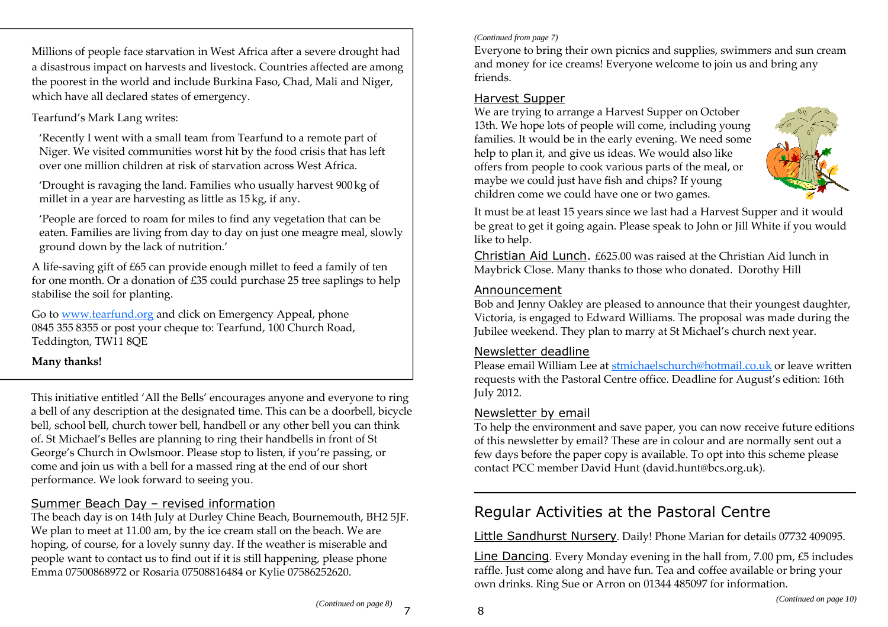Millions of people face starvation in West Africa after a severe drought had a disastrous impact on harvests and livestock. Countries affected are among the poorest in the world and include Burkina Faso, Chad, Mali and Niger, which have all declared states of emergency.

Tearfund's Mark Lang writes:

> 'Recently I went with a small team from Tearfund to a remote part of Niger. We visited communities worst hit by the food crisis that has left over one million children at risk of starvation across West Africa.
>
> 'Drought is ravaging the land. Families who usually harvest 900 kg of millet in a year are harvesting as little as 15 kg, if any.
>
> 'People are forced to roam for miles to find any vegetation that can be eaten. Families are living from day to day on just one meagre meal, slowly ground down by the lack of nutrition.'

A life-saving gift of £65 can provide enough millet to feed a family of ten for one month. Or a donation of £35 could purchase 25 tree saplings to help stabilise the soil for planting.

Go to [www.tearfund.org](http://www.tearfund.org) and click on Emergency Appeal, phone 0845 355 8355 or post your cheque to: Tearfund, 100 Church Road, Teddington, TW11 8QE

**Many thanks!**

This initiative entitled 'All the Bells' encourages anyone and everyone to ring a bell of any description at the designated time. This can be a doorbell, bicycle bell, school bell, church tower bell, handbell or any other bell you can think of. St Michael's Belles are planning to ring their handbells in front of St George's Church in Owlsmoor. Please stop to listen, if you're passing, or come and join us with a bell for a massed ring at the end of our short performance. We look forward to seeing you.

## Summer Beach Day – revised information

The beach day is on 14th July at Durley Chine Beach, Bournemouth, BH2 5JF. We plan to meet at 11.00 am, by the ice cream stall on the beach. We are hoping, of course, for a lovely sunny day. If the weather is miserable and people want to contact us to find out if it is still happening, please phone Emma 07500868972 or Rosaria 07508816484 or Kylie 07586252620.

*(Continued on page 8)*

*(Continued from page 7)*

Everyone to bring their own picnics and supplies, swimmers and sun cream and money for ice creams! Everyone welcome to join us and bring any friends.

## Harvest Supper

We are trying to arrange a Harvest Supper on October 13th. We hope lots of people will come, including young families. It would be in the early evening. We need some help to plan it, and give us ideas. We would also like offers from people to cook various parts of the meal, or maybe we could just have fish and chips? If young children come we could have one or two games.

It must be at least 15 years since we last had a Harvest Supper and it would be great to get it going again. Please speak to John or Jill White if you would like to help.

**Christian Aid Lunch.** £625.00 was raised at the Christian Aid lunch in Maybrick Close. Many thanks to those who donated. Dorothy Hill

## Announcement

Bob and Jenny Oakley are pleased to announce that their youngest daughter, Victoria, is engaged to Edward Williams. The proposal was made during the Jubilee weekend. They plan to marry at St Michael's church next year.

## Newsletter deadline

Please email William Lee at [stmichaelschurch@hotmail.co.uk](mailto:stmichaelschurch@hotmail.co.uk) or leave written requests with the Pastoral Centre office. Deadline for August's edition: 16th July 2012.

## Newsletter by email

To help the environment and save paper, you can now receive future editions of this newsletter by email? These are in colour and are normally sent out a few days before the paper copy is available. To opt into this scheme please contact PCC member David Hunt (david.hunt@bcs.org.uk).

# Regular Activities at the Pastoral Centre

**Little Sandhurst Nursery**. Daily! Phone Marian for details 07732 409095.

**Line Dancing**. Every Monday evening in the hall from, 7.00 pm, £5 includes raffle. Just come along and have fun. Tea and coffee available or bring your own drinks. Ring Sue or Arron on 01344 485097 for information.

*(Continued on page 10)*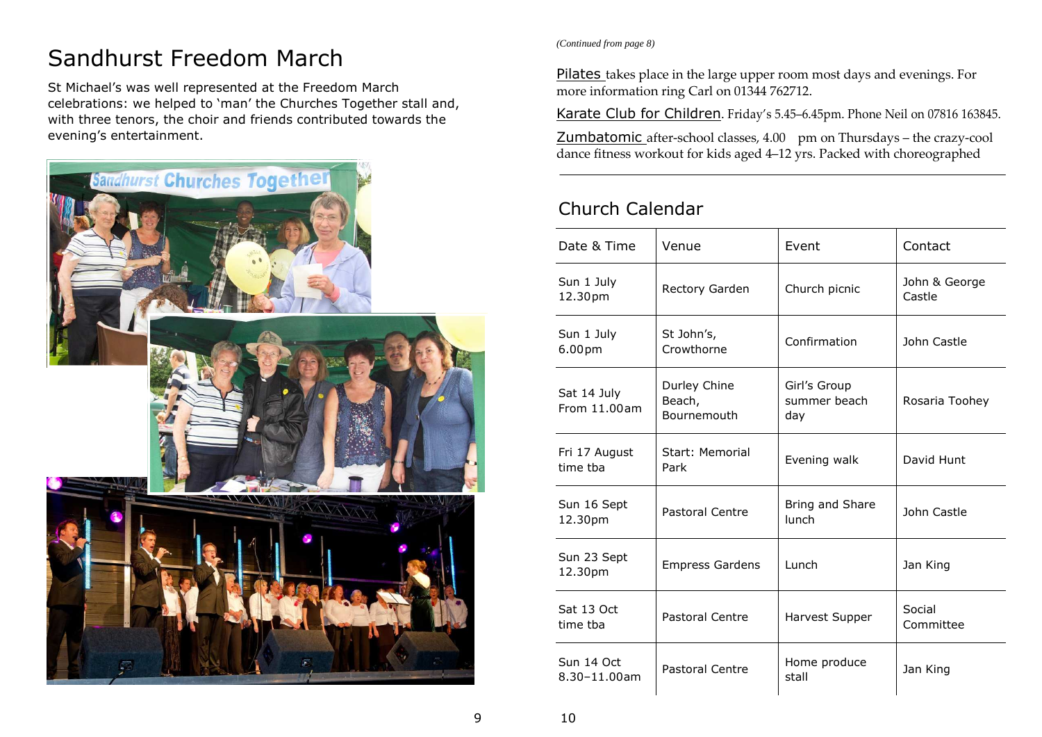# Sandhurst Freedom March

St Michael's was well represented at the Freedom March celebrations: we helped to 'man' the Churches Together stall and, with three tenors, the choir and friends contributed towards the evening's entertainment.

*(Continued from page 8)*

Pilates takes place in the large upper room most days and evenings. For more information ring Carl on 01344 762712.

Karate Club for Children. Friday's 5.45–6.45pm. Phone Neil on 07816 163845.

Zumbatomic after-school classes, 4.00 pm on Thursdays – the crazy-cool dance fitness workout for kids aged 4–12 yrs. Packed with choreographed

## Church Calendar

| Date & Time | Venue | Event | Contact |
|---|---|---|---|
| Sun 1 July 12.30pm | Rectory Garden | Church picnic | John & George Castle |
| Sun 1 July 6.00pm | St John's, Crowthorne | Confirmation | John Castle |
| Sat 14 July From 11.00am | Durley Chine Beach, Bournemouth | Girl's Group summer beach day | Rosaria Toohey |
| Fri 17 August time tba | Start: Memorial Park | Evening walk | David Hunt |
| Sun 16 Sept 12.30pm | Pastoral Centre | Bring and Share lunch | John Castle |
| Sun 23 Sept 12.30pm | Empress Gardens | Lunch | Jan King |
| Sat 13 Oct time tba | Pastoral Centre | Harvest Supper | Social Committee |
| Sun 14 Oct 8.30–11.00am | Pastoral Centre | Home produce stall | Jan King |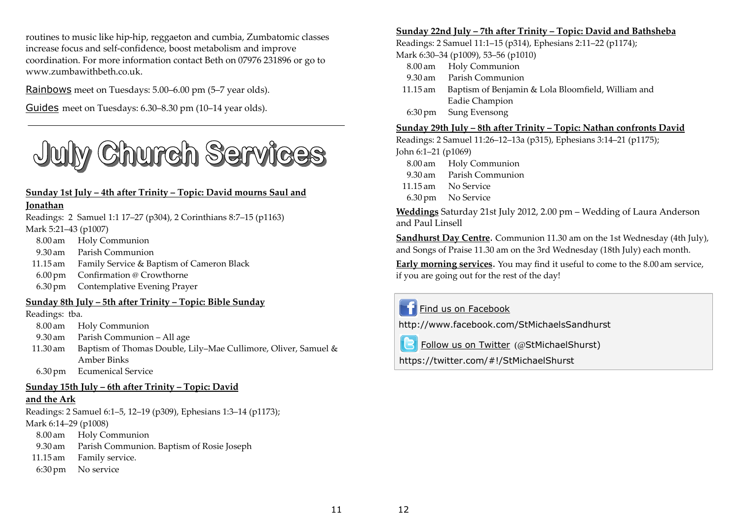routines to music like hip-hip, reggaeton and cumbia, Zumbatomic classes increase focus and self-confidence, boost metabolism and improve coordination. For more information contact Beth on 07976 231896 or go to www.zumbawithbeth.co.uk.

Rainbows meet on Tuesdays: 5.00–6.00 pm (5–7 year olds).

Guides meet on Tuesdays: 6.30–8.30 pm (10–14 year olds).

---

# July Church Services

**Sunday 1st July – 4th after Trinity – Topic: David mourns Saul and Jonathan**

Readings: 2 Samuel 1:1 17–27 (p304), 2 Corinthians 8:7–15 (p1163)
Mark 5:21–43 (p1007)

8.00 am Holy Communion
9.30 am Parish Communion
11.15 am Family Service & Baptism of Cameron Black
6.00 pm Confirmation @ Crowthorne
6.30 pm Contemplative Evening Prayer

**Sunday 8th July – 5th after Trinity – Topic: Bible Sunday**

Readings: tba.

8.00 am Holy Communion
9.30 am Parish Communion – All age
11.30 am Baptism of Thomas Double, Lily–Mae Cullimore, Oliver, Samuel & Amber Binks
6.30 pm Ecumenical Service

**Sunday 15th July – 6th after Trinity – Topic: David and the Ark**

Readings: 2 Samuel 6:1–5, 12–19 (p309), Ephesians 1:3–14 (p1173);
Mark 6:14–29 (p1008)

8.00 am Holy Communion
9.30 am Parish Communion. Baptism of Rosie Joseph
11.15 am Family service.
6:30 pm No service

**Sunday 22nd July – 7th after Trinity – Topic: David and Bathsheba**

Readings: 2 Samuel 11:1–15 (p314), Ephesians 2:11–22 (p1174);
Mark 6:30–34 (p1009), 53–56 (p1010)

8.00 am Holy Communion
9.30 am Parish Communion
11.15 am Baptism of Benjamin & Lola Bloomfield, William and Eadie Champion
6:30 pm Sung Evensong

**Sunday 29th July – 8th after Trinity – Topic: Nathan confronts David**

Readings: 2 Samuel 11:26–12–13a (p315), Ephesians 3:14–21 (p1175);
John 6:1–21 (p1069)

8.00 am Holy Communion
9.30 am Parish Communion
11.15 am No Service
6.30 pm No Service

**Weddings** Saturday 21st July 2012, 2.00 pm – Wedding of Laura Anderson and Paul Linsell

**Sandhurst Day Centre.** Communion 11.30 am on the 1st Wednesday (4th July), and Songs of Praise 11.30 am on the 3rd Wednesday (18th July) each month.

**Early morning services.** You may find it useful to come to the 8.00 am service, if you are going out for the rest of the day!

Find us on Facebook
http://www.facebook.com/StMichaelsSandhurst

Follow us on Twitter (@StMichaelShurst)
https://twitter.com/#!/StMichaelShurst